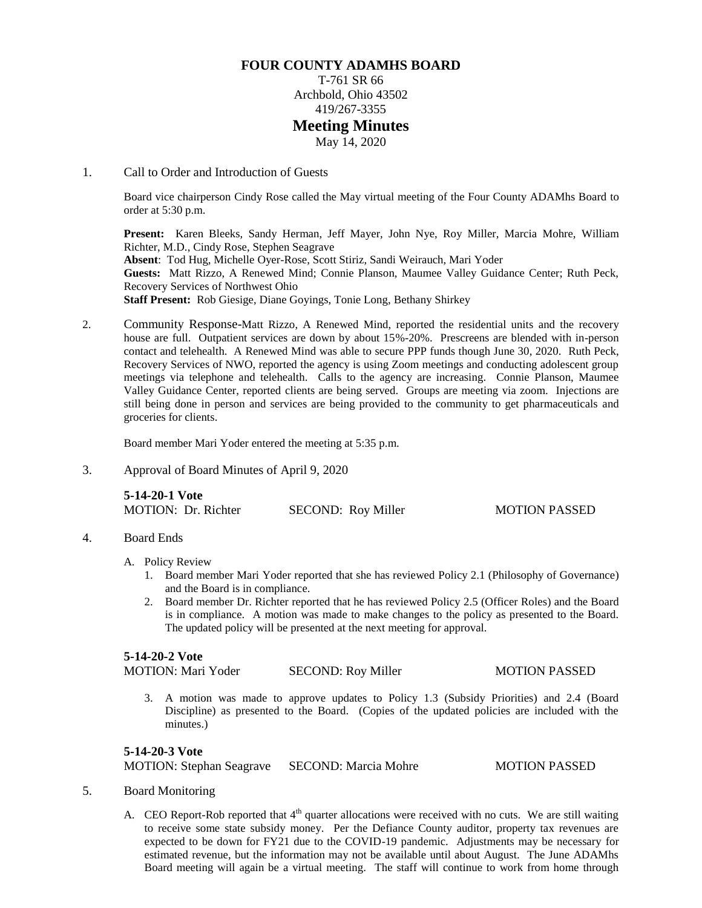# FOUR COUNTY ADAMHS BOARD

T-761 SR 66
Archbold, Ohio 43502
419/267-3355

## Meeting Minutes

May 14, 2020

1. Call to Order and Introduction of Guests

   Board vice chairperson Cindy Rose called the May virtual meeting of the Four County ADAMhs Board to order at 5:30 p.m.

   **Present:** Karen Bleeks, Sandy Herman, Jeff Mayer, John Nye, Roy Miller, Marcia Mohre, William Richter, M.D., Cindy Rose, Stephen Seagrave
   **Absent**: Tod Hug, Michelle Oyer-Rose, Scott Stiriz, Sandi Weirauch, Mari Yoder
   **Guests:** Matt Rizzo, A Renewed Mind; Connie Planson, Maumee Valley Guidance Center; Ruth Peck, Recovery Services of Northwest Ohio
   **Staff Present:** Rob Giesige, Diane Goyings, Tonie Long, Bethany Shirkey

2. Community Response-Matt Rizzo, A Renewed Mind, reported the residential units and the recovery house are full. Outpatient services are down by about 15%-20%. Prescreens are blended with in-person contact and telehealth. A Renewed Mind was able to secure PPP funds though June 30, 2020. Ruth Peck, Recovery Services of NWO, reported the agency is using Zoom meetings and conducting adolescent group meetings via telephone and telehealth. Calls to the agency are increasing. Connie Planson, Maumee Valley Guidance Center, reported clients are being served. Groups are meeting via zoom. Injections are still being done in person and services are being provided to the community to get pharmaceuticals and groceries for clients.

   Board member Mari Yoder entered the meeting at 5:35 p.m.

3. Approval of Board Minutes of April 9, 2020

   **5-14-20-1 Vote**
   MOTION: Dr. Richter SECOND: Roy Miller MOTION PASSED

4. Board Ends

   A. Policy Review
      1. Board member Mari Yoder reported that she has reviewed Policy 2.1 (Philosophy of Governance) and the Board is in compliance.
      2. Board member Dr. Richter reported that he has reviewed Policy 2.5 (Officer Roles) and the Board is in compliance. A motion was made to make changes to the policy as presented to the Board. The updated policy will be presented at the next meeting for approval.

   **5-14-20-2 Vote**
   MOTION: Mari Yoder SECOND: Roy Miller MOTION PASSED

      3. A motion was made to approve updates to Policy 1.3 (Subsidy Priorities) and 2.4 (Board Discipline) as presented to the Board. (Copies of the updated policies are included with the minutes.)

   **5-14-20-3 Vote**
   MOTION: Stephan Seagrave SECOND: Marcia Mohre MOTION PASSED

5. Board Monitoring

   A. CEO Report-Rob reported that 4th quarter allocations were received with no cuts. We are still waiting to receive some state subsidy money. Per the Defiance County auditor, property tax revenues are expected to be down for FY21 due to the COVID-19 pandemic. Adjustments may be necessary for estimated revenue, but the information may not be available until about August. The June ADAMhs Board meeting will again be a virtual meeting. The staff will continue to work from home through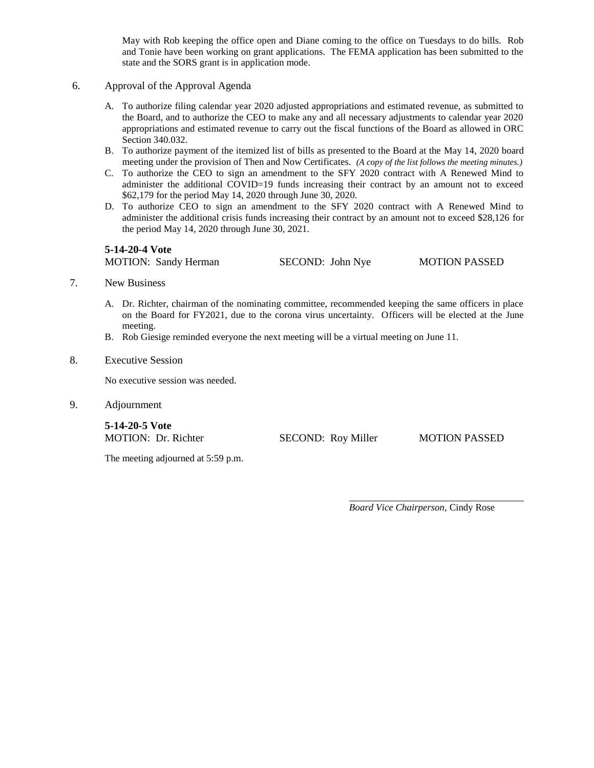May with Rob keeping the office open and Diane coming to the office on Tuesdays to do bills. Rob and Tonie have been working on grant applications. The FEMA application has been submitted to the state and the SORS grant is in application mode.

6. Approval of the Approval Agenda

   A. To authorize filing calendar year 2020 adjusted appropriations and estimated revenue, as submitted to the Board, and to authorize the CEO to make any and all necessary adjustments to calendar year 2020 appropriations and estimated revenue to carry out the fiscal functions of the Board as allowed in ORC Section 340.032.
   B. To authorize payment of the itemized list of bills as presented to the Board at the May 14, 2020 board meeting under the provision of Then and Now Certificates. *(A copy of the list follows the meeting minutes.)*
   C. To authorize the CEO to sign an amendment to the SFY 2020 contract with A Renewed Mind to administer the additional COVID=19 funds increasing their contract by an amount not to exceed \$62,179 for the period May 14, 2020 through June 30, 2020.
   D. To authorize CEO to sign an amendment to the SFY 2020 contract with A Renewed Mind to administer the additional crisis funds increasing their contract by an amount not to exceed \$28,126 for the period May 14, 2020 through June 30, 2021.

   **5-14-20-4 Vote**
   MOTION: Sandy Herman SECOND: John Nye MOTION PASSED

7. New Business

   A. Dr. Richter, chairman of the nominating committee, recommended keeping the same officers in place on the Board for FY2021, due to the corona virus uncertainty. Officers will be elected at the June meeting.
   B. Rob Giesige reminded everyone the next meeting will be a virtual meeting on June 11.

8. Executive Session

   No executive session was needed.

9. Adjournment

   **5-14-20-5 Vote**
   MOTION: Dr. Richter SECOND: Roy Miller MOTION PASSED

   The meeting adjourned at 5:59 p.m.

*Board Vice Chairperson*, Cindy Rose